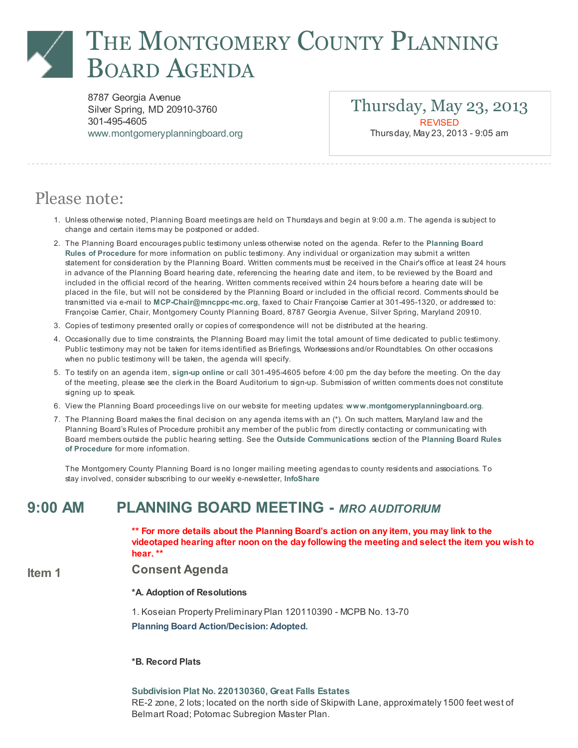# The Montgomery County Planning Board Agenda

8787 Georgia Avenue
Silver Spring, MD 20910-3760
301-495-4605
www.montgomeryplanningboard.org

**Thursday, May 23, 2013**
REVISED
Thursday, May 23, 2013 - 9:05 am

## Please note:

1. Unless otherwise noted, Planning Board meetings are held on Thursdays and begin at 9:00 a.m. The agenda is subject to change and certain items may be postponed or added.
2. The Planning Board encourages public testimony unless otherwise noted on the agenda. Refer to the **Planning Board Rules of Procedure** for more information on public testimony. Any individual or organization may submit a written statement for consideration by the Planning Board. Written comments must be received in the Chair's office at least 24 hours in advance of the Planning Board hearing date, referencing the hearing date and item, to be reviewed by the Board and included in the official record of the hearing. Written comments received within 24 hours before a hearing date will be placed in the file, but will not be considered by the Planning Board or included in the official record. Comments should be transmitted via e-mail to **MCP-Chair@mncppc-mc.org**, faxed to Chair Françoise Carrier at 301-495-1320, or addressed to: Françoise Carrier, Chair, Montgomery County Planning Board, 8787 Georgia Avenue, Silver Spring, Maryland 20910.
3. Copies of testimony presented orally or copies of correspondence will not be distributed at the hearing.
4. Occasionally due to time constraints, the Planning Board may limit the total amount of time dedicated to public testimony. Public testimony may not be taken for items identified as Briefings, Worksessions and/or Roundtables. On other occasions when no public testimony will be taken, the agenda will specify.
5. To testify on an agenda item, **sign-up online** or call 301-495-4605 before 4:00 pm the day before the meeting. On the day of the meeting, please see the clerk in the Board Auditorium to sign-up. Submission of written comments does not constitute signing up to speak.
6. View the Planning Board proceedings live on our website for meeting updates: **www.montgomeryplanningboard.org**.
7. The Planning Board makes the final decision on any agenda items with an (*). On such matters, Maryland law and the Planning Board's Rules of Procedure prohibit any member of the public from directly contacting or communicating with Board members outside the public hearing setting. See the **Outside Communications** section of the **Planning Board Rules of Procedure** for more information.

The Montgomery County Planning Board is no longer mailing meeting agendas to county residents and associations. To stay involved, consider subscribing to our weekly e-newsletter, **InfoShare**

## 9:00 AM PLANNING BOARD MEETING - *MRO AUDITORIUM*

**\*\* For more details about the Planning Board's action on any item, you may link to the videotaped hearing after noon on the day following the meeting and select the item you wish to hear. \*\***

### Item 1 Consent Agenda

**\*A. Adoption of Resolutions**

1. Koseian Property Preliminary Plan 120110390 - MCPB No. 13-70

**Planning Board Action/Decision: Adopted.**

**\*B. Record Plats**

**Subdivision Plat No. 220130360, Great Falls Estates**
RE-2 zone, 2 lots; located on the north side of Skipwith Lane, approximately 1500 feet west of Belmart Road; Potomac Subregion Master Plan.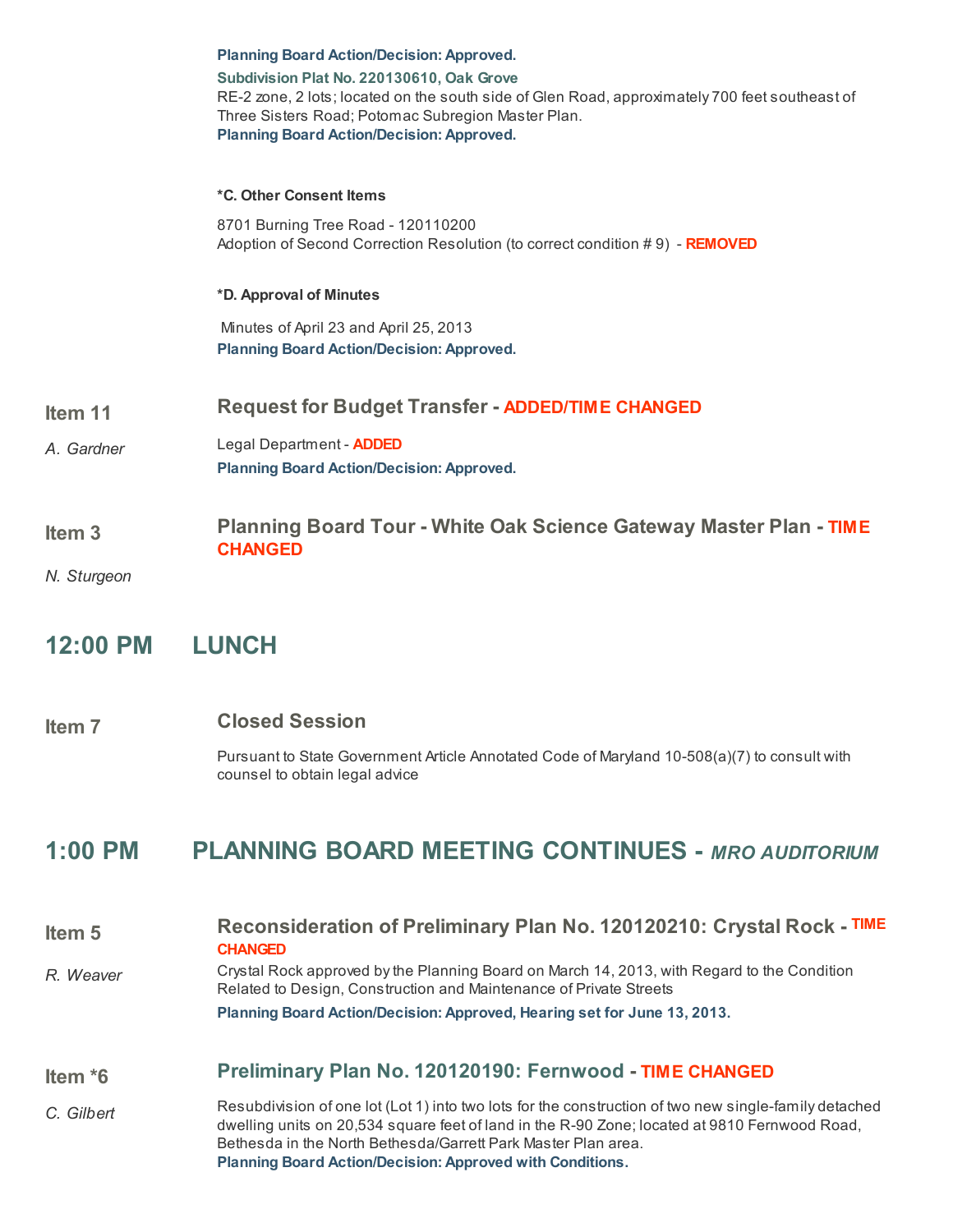**Planning Board Action/Decision: Approved.**

**Subdivision Plat No. 220130610, Oak Grove**

RE-2 zone, 2 lots; located on the south side of Glen Road, approximately 700 feet southeast of Three Sisters Road; Potomac Subregion Master Plan.

**Planning Board Action/Decision: Approved.**

**\*C. Other Consent Items**

8701 Burning Tree Road - 120110200

Adoption of Second Correction Resolution (to correct condition # 9) - **REMOVED**

**\*D. Approval of Minutes**

Minutes of April 23 and April 25, 2013

**Planning Board Action/Decision: Approved.**

### Item 11 — Request for Budget Transfer - ADDED/TIME CHANGED

*A. Gardner*

Legal Department - **ADDED**

**Planning Board Action/Decision: Approved.**

### Item 3 — Planning Board Tour - White Oak Science Gateway Master Plan - TIME CHANGED

*N. Sturgeon*

## 12:00 PM LUNCH

### Item 7 — Closed Session

Pursuant to State Government Article Annotated Code of Maryland 10-508(a)(7) to consult with counsel to obtain legal advice

## 1:00 PM PLANNING BOARD MEETING CONTINUES - *MRO AUDITORIUM*

### Item 5 — Reconsideration of Preliminary Plan No. 120120210: Crystal Rock - TIME CHANGED

*R. Weaver*

Crystal Rock approved by the Planning Board on March 14, 2013, with Regard to the Condition Related to Design, Construction and Maintenance of Private Streets

**Planning Board Action/Decision: Approved, Hearing set for June 13, 2013.**

### Item *6 — Preliminary Plan No. 120120190: Fernwood - TIME CHANGED

*C. Gilbert*

Resubdivision of one lot (Lot 1) into two lots for the construction of two new single-family detached dwelling units on 20,534 square feet of land in the R-90 Zone; located at 9810 Fernwood Road, Bethesda in the North Bethesda/Garrett Park Master Plan area.

**Planning Board Action/Decision: Approved with Conditions.**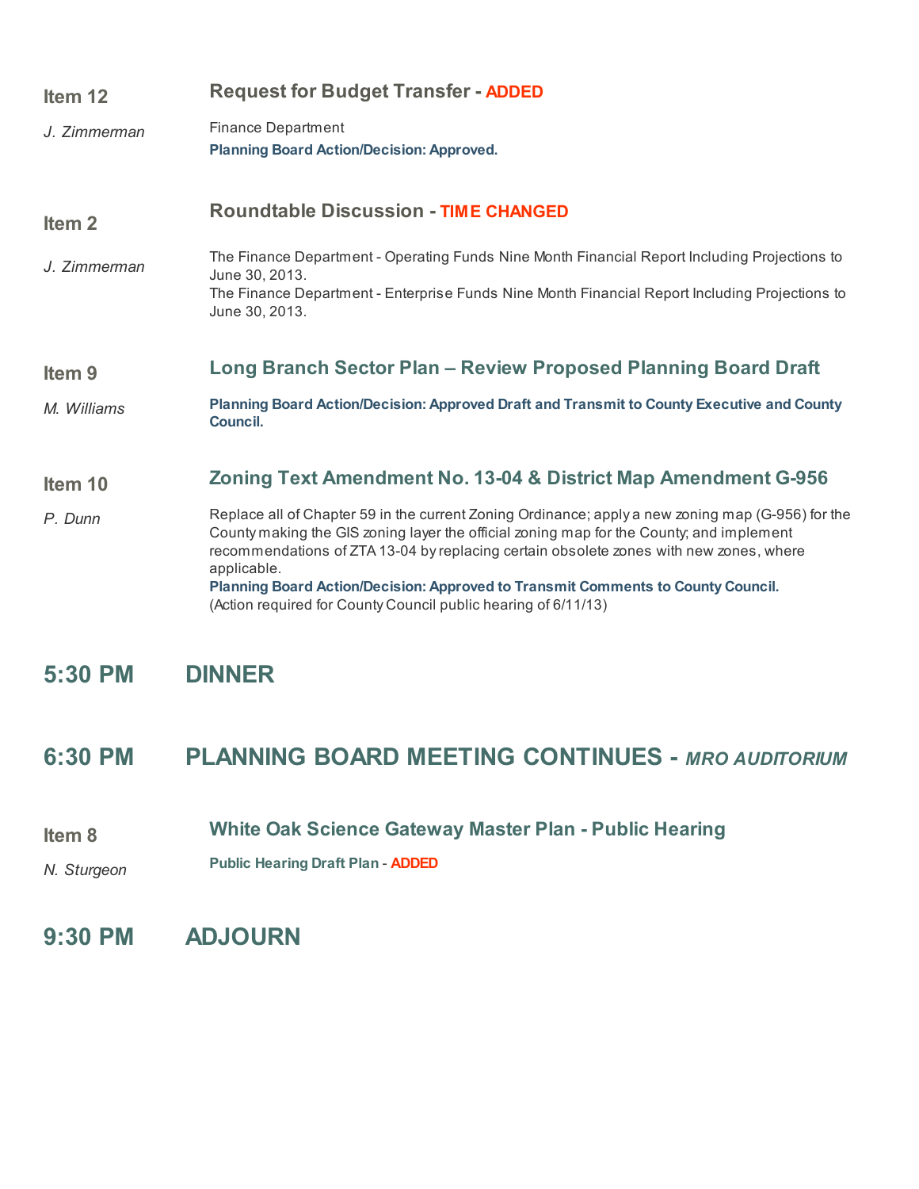**Item 12** — **Request for Budget Transfer - ADDED**

*J. Zimmerman*

Finance Department

**Planning Board Action/Decision: Approved.**

**Item 2** — **Roundtable Discussion - TIME CHANGED**

*J. Zimmerman*

The Finance Department - Operating Funds Nine Month Financial Report Including Projections to June 30, 2013.
The Finance Department - Enterprise Funds Nine Month Financial Report Including Projections to June 30, 2013.

**Item 9** — **Long Branch Sector Plan – Review Proposed Planning Board Draft**

*M. Williams*

**Planning Board Action/Decision: Approved Draft and Transmit to County Executive and County Council.**

**Item 10** — **Zoning Text Amendment No. 13-04 & District Map Amendment G-956**

*P. Dunn*

Replace all of Chapter 59 in the current Zoning Ordinance; apply a new zoning map (G-956) for the County making the GIS zoning layer the official zoning map for the County; and implement recommendations of ZTA 13-04 by replacing certain obsolete zones with new zones, where applicable.

**Planning Board Action/Decision: Approved to Transmit Comments to County Council.**
(Action required for County Council public hearing of 6/11/13)

## 5:30 PM DINNER

## 6:30 PM PLANNING BOARD MEETING CONTINUES - *MRO AUDITORIUM*

**Item 8** — **White Oak Science Gateway Master Plan - Public Hearing**

*N. Sturgeon*

**Public Hearing Draft Plan - ADDED**

## 9:30 PM ADJOURN